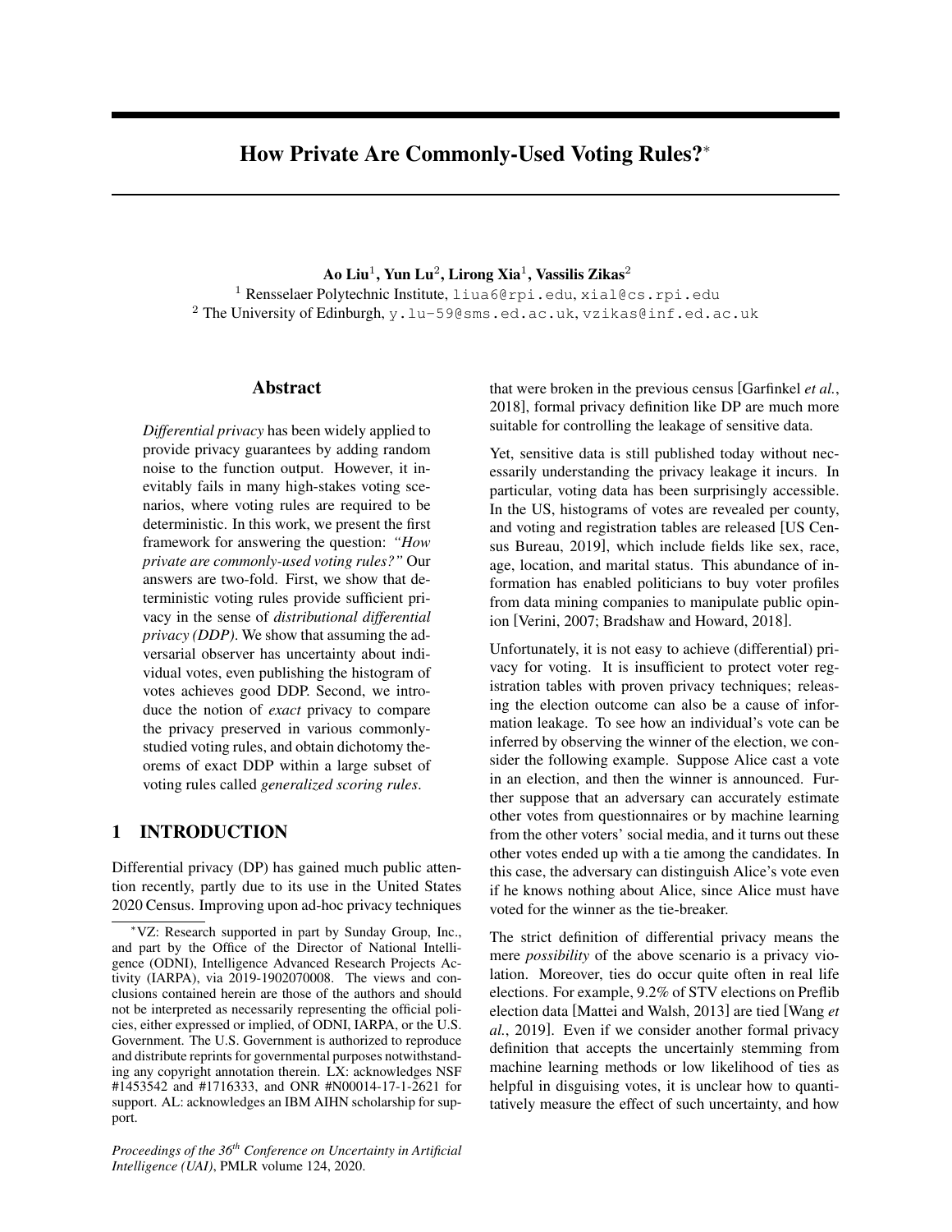# How Private Are Commonly-Used Voting Rules?*

**Ao Liu**[1], **Yun Lu**[2], **Lirong Xia**[1], **Vassilis Zikas**[2]

[1] Rensselaer Polytechnic Institute, liua6@rpi.edu, xial@cs.rpi.edu
[2] The University of Edinburgh, y.lu-59@sms.ed.ac.uk, vzikas@inf.ed.ac.uk

## Abstract

*Differential privacy* has been widely applied to provide privacy guarantees by adding random noise to the function output. However, it inevitably fails in many high-stakes voting scenarios, where voting rules are required to be deterministic. In this work, we present the first framework for answering the question: *"How private are commonly-used voting rules?"* Our answers are two-fold. First, we show that deterministic voting rules provide sufficient privacy in the sense of *distributional differential privacy (DDP)*. We show that assuming the adversarial observer has uncertainty about individual votes, even publishing the histogram of votes achieves good DDP. Second, we introduce the notion of *exact* privacy to compare the privacy preserved in various commonly-studied voting rules, and obtain dichotomy theorems of exact DDP within a large subset of voting rules called *generalized scoring rules*.

## 1 INTRODUCTION

Differential privacy (DP) has gained much public attention recently, partly due to its use in the United States 2020 Census. Improving upon ad-hoc privacy techniques that were broken in the previous census [Garfinkel *et al.*, 2018], formal privacy definition like DP are much more suitable for controlling the leakage of sensitive data.

Yet, sensitive data is still published today without necessarily understanding the privacy leakage it incurs. In particular, voting data has been surprisingly accessible. In the US, histograms of votes are revealed per county, and voting and registration tables are released [US Census Bureau, 2019], which include fields like sex, race, age, location, and marital status. This abundance of information has enabled politicians to buy voter profiles from data mining companies to manipulate public opinion [Verini, 2007; Bradshaw and Howard, 2018].

Unfortunately, it is not easy to achieve (differential) privacy for voting. It is insufficient to protect voter registration tables with proven privacy techniques; releasing the election outcome can also be a cause of information leakage. To see how an individual's vote can be inferred by observing the winner of the election, we consider the following example. Suppose Alice cast a vote in an election, and then the winner is announced. Further suppose that an adversary can accurately estimate other votes from questionnaires or by machine learning from the other voters' social media, and it turns out these other votes ended up with a tie among the candidates. In this case, the adversary can distinguish Alice's vote even if he knows nothing about Alice, since Alice must have voted for the winner as the tie-breaker.

The strict definition of differential privacy means the mere *possibility* of the above scenario is a privacy violation. Moreover, ties do occur quite often in real life elections. For example, 9.2% of STV elections on Preflib election data [Mattei and Walsh, 2013] are tied [Wang *et al.*, 2019]. Even if we consider another formal privacy definition that accepts the uncertainly stemming from machine learning methods or low likelihood of ties as helpful in disguising votes, it is unclear how to quantitatively measure the effect of such uncertainty, and how

---

*VZ: Research supported in part by Sunday Group, Inc., and part by the Office of the Director of National Intelligence (ODNI), Intelligence Advanced Research Projects Activity (IARPA), via 2019-1902070008. The views and conclusions contained herein are those of the authors and should not be interpreted as necessarily representing the official policies, either expressed or implied, of ODNI, IARPA, or the U.S. Government. The U.S. Government is authorized to reproduce and distribute reprints for governmental purposes notwithstanding any copyright annotation therein. LX: acknowledges NSF #1453542 and #1716333, and ONR #N00014-17-1-2621 for support. AL: acknowledges an IBM AIHN scholarship for support.

*Proceedings of the 36th Conference on Uncertainty in Artificial Intelligence (UAI)*, PMLR volume 124, 2020.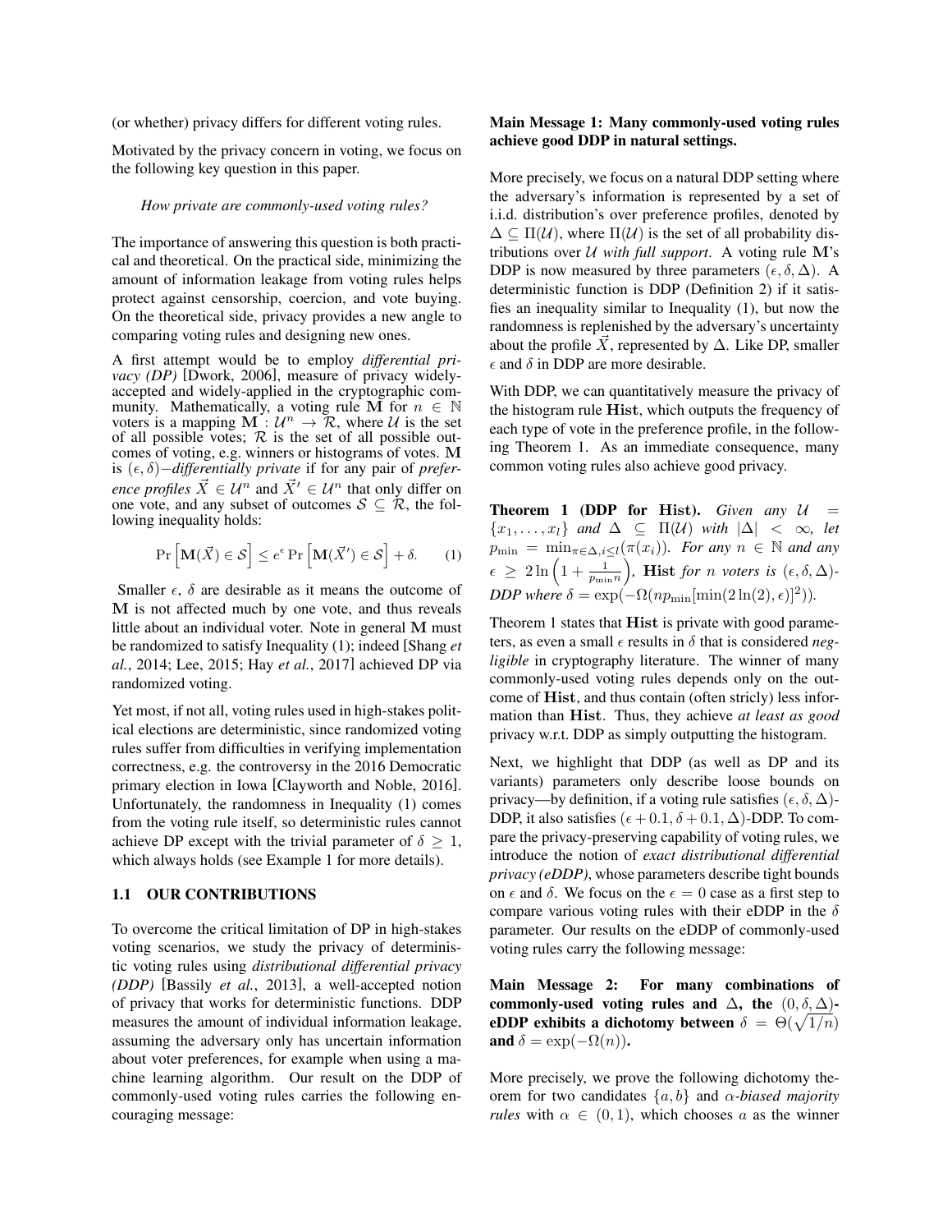(or whether) privacy differs for different voting rules.

Motivated by the privacy concern in voting, we focus on the following key question in this paper.

*How private are commonly-used voting rules?*

The importance of answering this question is both practical and theoretical. On the practical side, minimizing the amount of information leakage from voting rules helps protect against censorship, coercion, and vote buying. On the theoretical side, privacy provides a new angle to comparing voting rules and designing new ones.

A first attempt would be to employ *differential privacy (DP)* [Dwork, 2006], measure of privacy widely-accepted and widely-applied in the cryptographic community. Mathematically, a voting rule $\mathbf{M}$ for $n \in \mathbb{N}$ voters is a mapping $\mathbf{M} : \mathcal{U}^n \to \mathcal{R}$, where $\mathcal{U}$ is the set of all possible votes; $\mathcal{R}$ is the set of all possible outcomes of voting, e.g. winners or histograms of votes. $\mathbf{M}$ is $(\epsilon, \delta)-$*differentially private* if for any pair of *preference profiles* $\vec{X} \in \mathcal{U}^n$ and $\vec{X}' \in \mathcal{U}^n$ that only differ on one vote, and any subset of outcomes $\mathcal{S} \subseteq \mathcal{R}$, the following inequality holds:

$$\Pr\left[\mathbf{M}(\vec{X}) \in \mathcal{S}\right] \leq e^{\epsilon} \Pr\left[\mathbf{M}(\vec{X}') \in \mathcal{S}\right] + \delta. \qquad (1)$$

Smaller $\epsilon$, $\delta$ are desirable as it means the outcome of $\mathbf{M}$ is not affected much by one vote, and thus reveals little about an individual voter. Note in general $\mathbf{M}$ must be randomized to satisfy Inequality (1); indeed [Shang *et al.*, 2014; Lee, 2015; Hay *et al.*, 2017] achieved DP via randomized voting.

Yet most, if not all, voting rules used in high-stakes political elections are deterministic, since randomized voting rules suffer from difficulties in verifying implementation correctness, e.g. the controversy in the 2016 Democratic primary election in Iowa [Clayworth and Noble, 2016]. Unfortunately, the randomness in Inequality (1) comes from the voting rule itself, so deterministic rules cannot achieve DP except with the trivial parameter of $\delta \geq 1$, which always holds (see Example 1 for more details).

### 1.1 OUR CONTRIBUTIONS

To overcome the critical limitation of DP in high-stakes voting scenarios, we study the privacy of deterministic voting rules using *distributional differential privacy (DDP)* [Bassily *et al.*, 2013], a well-accepted notion of privacy that works for deterministic functions. DDP measures the amount of individual information leakage, assuming the adversary only has uncertain information about voter preferences, for example when using a machine learning algorithm. Our result on the DDP of commonly-used voting rules carries the following encouraging message:

**Main Message 1: Many commonly-used voting rules achieve good DDP in natural settings.**

More precisely, we focus on a natural DDP setting where the adversary's information is represented by a set of i.i.d. distribution's over preference profiles, denoted by $\Delta \subseteq \Pi(\mathcal{U})$, where $\Pi(\mathcal{U})$ is the set of all probability distributions over $\mathcal{U}$ *with full support*. A voting rule $\mathbf{M}$'s DDP is now measured by three parameters $(\epsilon, \delta, \Delta)$. A deterministic function is DDP (Definition 2) if it satisfies an inequality similar to Inequality (1), but now the randomness is replenished by the adversary's uncertainty about the profile $\vec{X}$, represented by $\Delta$. Like DP, smaller $\epsilon$ and $\delta$ in DDP are more desirable.

With DDP, we can quantitatively measure the privacy of the histogram rule $\mathbf{Hist}$, which outputs the frequency of each type of vote in the preference profile, in the following Theorem 1. As an immediate consequence, many common voting rules also achieve good privacy.

**Theorem 1 (DDP for $\mathbf{Hist}$).** *Given any $\mathcal{U} = \{x_1, \ldots, x_l\}$ and $\Delta \subseteq \Pi(\mathcal{U})$ with $|\Delta| < \infty$, let $p_{\min} = \min_{\pi \in \Delta, i \leq l}(\pi(x_i))$. For any $n \in \mathbb{N}$ and any $\epsilon \geq 2\ln\left(1 + \frac{1}{p_{\min} n}\right)$, $\mathbf{Hist}$ for $n$ voters is $(\epsilon, \delta, \Delta)$-DDP where $\delta = \exp(-\Omega(np_{\min}[\min(2\ln(2), \epsilon)]^2))$.*

Theorem 1 states that $\mathbf{Hist}$ is private with good parameters, as even a small $\epsilon$ results in $\delta$ that is considered *negligible* in cryptography literature. The winner of many commonly-used voting rules depends only on the outcome of $\mathbf{Hist}$, and thus contain (often stricly) less information than $\mathbf{Hist}$. Thus, they achieve *at least as good* privacy w.r.t. DDP as simply outputting the histogram.

Next, we highlight that DDP (as well as DP and its variants) parameters only describe loose bounds on privacy—by definition, if a voting rule satisfies $(\epsilon, \delta, \Delta)$-DDP, it also satisfies $(\epsilon + 0.1, \delta + 0.1, \Delta)$-DDP. To compare the privacy-preserving capability of voting rules, we introduce the notion of *exact distributional differential privacy (eDDP)*, whose parameters describe tight bounds on $\epsilon$ and $\delta$. We focus on the $\epsilon = 0$ case as a first step to compare various voting rules with their eDDP in the $\delta$ parameter. Our results on the eDDP of commonly-used voting rules carry the following message:

**Main Message 2: For many combinations of commonly-used voting rules and $\Delta$, the $(0, \delta, \Delta)$-eDDP exhibits a dichotomy between $\delta = \Theta(\sqrt{1/n})$ and $\delta = \exp(-\Omega(n))$.**

More precisely, we prove the following dichotomy theorem for two candidates $\{a, b\}$ and $\alpha$-*biased majority rules* with $\alpha \in (0, 1)$, which chooses $a$ as the winner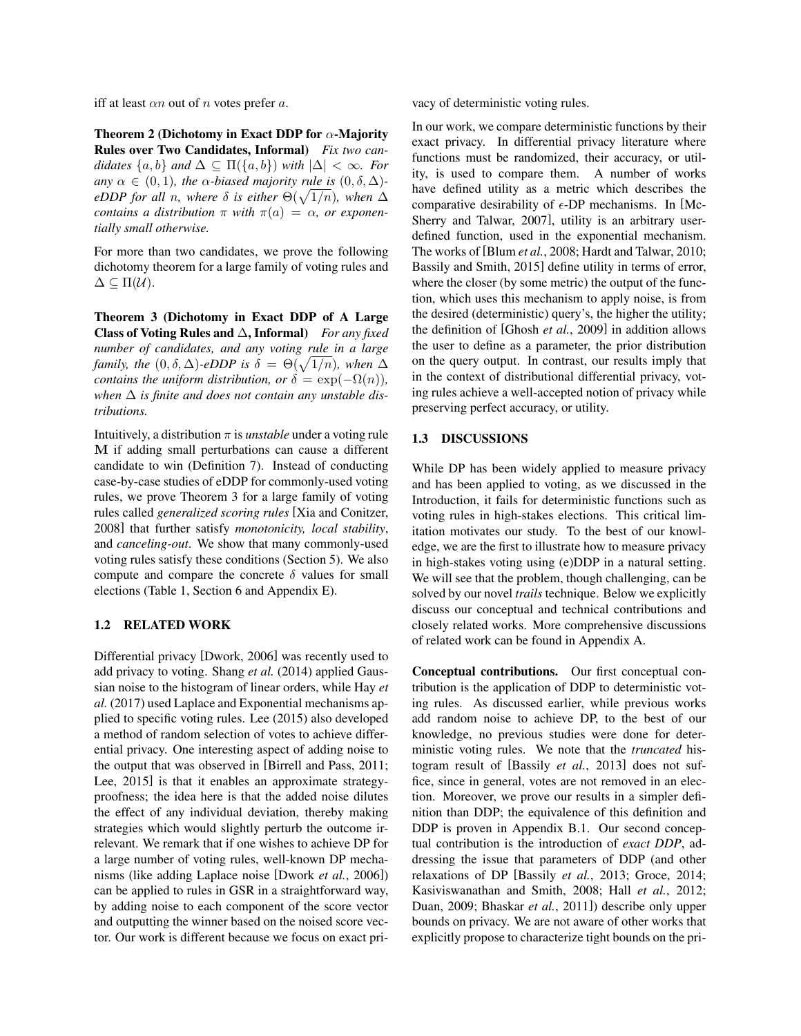iff at least $\alpha n$ out of $n$ votes prefer $a$.

**Theorem 2 (Dichotomy in Exact DDP for $\alpha$-Majority Rules over Two Candidates, Informal)** *Fix two candidates $\{a, b\}$ and $\Delta \subseteq \Pi(\{a, b\})$ with $|\Delta| < \infty$. For any $\alpha \in (0, 1)$, the $\alpha$-biased majority rule is $(0, \delta, \Delta)$-eDDP for all $n$, where $\delta$ is either $\Theta(\sqrt{1/n})$, when $\Delta$ contains a distribution $\pi$ with $\pi(a) = \alpha$, or exponentially small otherwise.*

For more than two candidates, we prove the following dichotomy theorem for a large family of voting rules and $\Delta \subseteq \Pi(\mathcal{U})$.

**Theorem 3 (Dichotomy in Exact DDP of A Large Class of Voting Rules and $\Delta$, Informal)** *For any fixed number of candidates, and any voting rule in a large family, the $(0, \delta, \Delta)$-eDDP is $\delta = \Theta(\sqrt{1/n})$, when $\Delta$ contains the uniform distribution, or $\delta = \exp(-\Omega(n))$, when $\Delta$ is finite and does not contain any unstable distributions.*

Intuitively, a distribution $\pi$ is *unstable* under a voting rule $\mathrm{M}$ if adding small perturbations can cause a different candidate to win (Definition 7). Instead of conducting case-by-case studies of eDDP for commonly-used voting rules, we prove Theorem 3 for a large family of voting rules called *generalized scoring rules* [Xia and Conitzer, 2008] that further satisfy *monotonicity, local stability*, and *canceling-out*. We show that many commonly-used voting rules satisfy these conditions (Section 5). We also compute and compare the concrete $\delta$ values for small elections (Table 1, Section 6 and Appendix E).

### 1.2 RELATED WORK

Differential privacy [Dwork, 2006] was recently used to add privacy to voting. Shang *et al.* (2014) applied Gaussian noise to the histogram of linear orders, while Hay *et al.* (2017) used Laplace and Exponential mechanisms applied to specific voting rules. Lee (2015) also developed a method of random selection of votes to achieve differential privacy. One interesting aspect of adding noise to the output that was observed in [Birrell and Pass, 2011; Lee, 2015] is that it enables an approximate strategy-proofness; the idea here is that the added noise dilutes the effect of any individual deviation, thereby making strategies which would slightly perturb the outcome irrelevant. We remark that if one wishes to achieve DP for a large number of voting rules, well-known DP mechanisms (like adding Laplace noise [Dwork *et al.*, 2006]) can be applied to rules in GSR in a straightforward way, by adding noise to each component of the score vector and outputting the winner based on the noised score vector. Our work is different because we focus on exact privacy of deterministic voting rules.

In our work, we compare deterministic functions by their exact privacy. In differential privacy literature where functions must be randomized, their accuracy, or utility, is used to compare them. A number of works have defined utility as a metric which describes the comparative desirability of $\epsilon$-DP mechanisms. In [McSherry and Talwar, 2007], utility is an arbitrary user-defined function, used in the exponential mechanism. The works of [Blum *et al.*, 2008; Hardt and Talwar, 2010; Bassily and Smith, 2015] define utility in terms of error, where the closer (by some metric) the output of the function, which uses this mechanism to apply noise, is from the desired (deterministic) query's, the higher the utility; the definition of [Ghosh *et al.*, 2009] in addition allows the user to define as a parameter, the prior distribution on the query output. In contrast, our results imply that in the context of distributional differential privacy, voting rules achieve a well-accepted notion of privacy while preserving perfect accuracy, or utility.

### 1.3 DISCUSSIONS

While DP has been widely applied to measure privacy and has been applied to voting, as we discussed in the Introduction, it fails for deterministic functions such as voting rules in high-stakes elections. This critical limitation motivates our study. To the best of our knowledge, we are the first to illustrate how to measure privacy in high-stakes voting using (e)DDP in a natural setting. We will see that the problem, though challenging, can be solved by our novel *trails* technique. Below we explicitly discuss our conceptual and technical contributions and closely related works. More comprehensive discussions of related work can be found in Appendix A.

**Conceptual contributions.** Our first conceptual contribution is the application of DDP to deterministic voting rules. As discussed earlier, while previous works add random noise to achieve DP, to the best of our knowledge, no previous studies were done for deterministic voting rules. We note that the *truncated* histogram result of [Bassily *et al.*, 2013] does not suffice, since in general, votes are not removed in an election. Moreover, we prove our results in a simpler definition than DDP; the equivalence of this definition and DDP is proven in Appendix B.1. Our second conceptual contribution is the introduction of *exact DDP*, addressing the issue that parameters of DDP (and other relaxations of DP [Bassily *et al.*, 2013; Groce, 2014; Kasiviswanathan and Smith, 2008; Hall *et al.*, 2012; Duan, 2009; Bhaskar *et al.*, 2011]) describe only upper bounds on privacy. We are not aware of other works that explicitly propose to characterize tight bounds on the pri-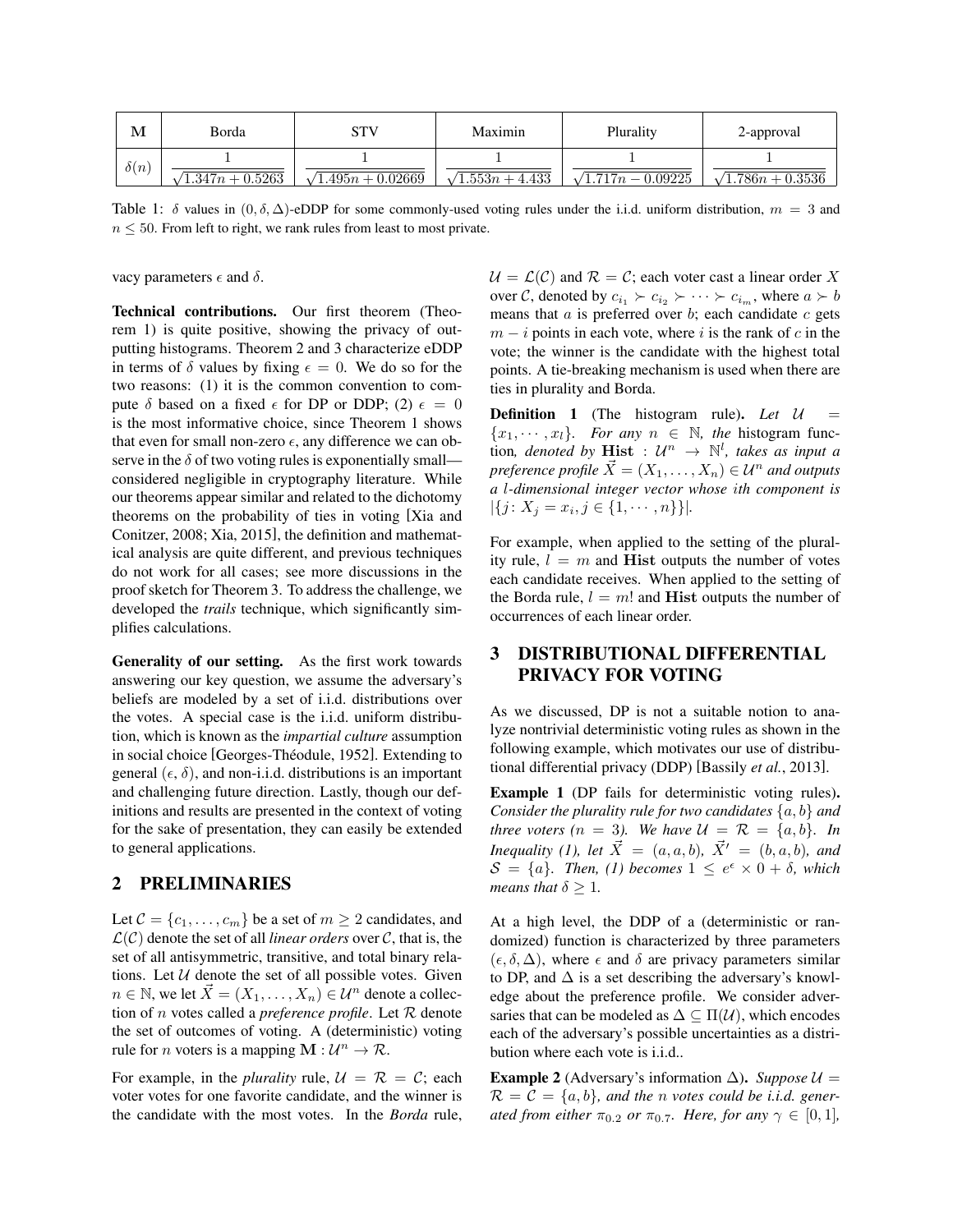| $\mathbf{M}$ | Borda | STV | Maximin | Plurality | 2-approval |
|---|---|---|---|---|---|
| $\delta(n)$ | $\frac{1}{\sqrt{1.347n + 0.5263}}$ | $\frac{1}{\sqrt{1.495n + 0.02669}}$ | $\frac{1}{\sqrt{1.553n + 4.433}}$ | $\frac{1}{\sqrt{1.717n - 0.09225}}$ | $\frac{1}{\sqrt{1.786n + 0.3536}}$ |

Table 1: $\delta$ values in $(0, \delta, \Delta)$-eDDP for some commonly-used voting rules under the i.i.d. uniform distribution, $m = 3$ and $n \leq 50$. From left to right, we rank rules from least to most private.

vacy parameters $\epsilon$ and $\delta$.

**Technical contributions.** Our first theorem (Theorem 1) is quite positive, showing the privacy of outputting histograms. Theorem 2 and 3 characterize eDDP in terms of $\delta$ values by fixing $\epsilon = 0$. We do so for the two reasons: (1) it is the common convention to compute $\delta$ based on a fixed $\epsilon$ for DP or DDP; (2) $\epsilon = 0$ is the most informative choice, since Theorem 1 shows that even for small non-zero $\epsilon$, any difference we can observe in the $\delta$ of two voting rules is exponentially small—considered negligible in cryptography literature. While our theorems appear similar and related to the dichotomy theorems on the probability of ties in voting [Xia and Conitzer, 2008; Xia, 2015], the definition and mathematical analysis are quite different, and previous techniques do not work for all cases; see more discussions in the proof sketch for Theorem 3. To address the challenge, we developed the *trails* technique, which significantly simplifies calculations.

**Generality of our setting.** As the first work towards answering our key question, we assume the adversary's beliefs are modeled by a set of i.i.d. distributions over the votes. A special case is the i.i.d. uniform distribution, which is known as the *impartial culture* assumption in social choice [Georges-Théodule, 1952]. Extending to general $(\epsilon, \delta)$, and non-i.i.d. distributions is an important and challenging future direction. Lastly, though our definitions and results are presented in the context of voting for the sake of presentation, they can easily be extended to general applications.

## 2 PRELIMINARIES

Let $\mathcal{C} = \{c_1, \ldots, c_m\}$ be a set of $m \geq 2$ candidates, and $\mathcal{L}(\mathcal{C})$ denote the set of all *linear orders* over $\mathcal{C}$, that is, the set of all antisymmetric, transitive, and total binary relations. Let $\mathcal{U}$ denote the set of all possible votes. Given $n \in \mathbb{N}$, we let $\vec{X} = (X_1, \ldots, X_n) \in \mathcal{U}^n$ denote a collection of $n$ votes called a *preference profile*. Let $\mathcal{R}$ denote the set of outcomes of voting. A (deterministic) voting rule for $n$ voters is a mapping $\mathbf{M} : \mathcal{U}^n \to \mathcal{R}$.

For example, in the *plurality* rule, $\mathcal{U} = \mathcal{R} = \mathcal{C}$; each voter votes for one favorite candidate, and the winner is the candidate with the most votes. In the *Borda* rule, $\mathcal{U} = \mathcal{L}(\mathcal{C})$ and $\mathcal{R} = \mathcal{C}$; each voter cast a linear order $X$ over $\mathcal{C}$, denoted by $c_{i_1} \succ c_{i_2} \succ \cdots \succ c_{i_m}$, where $a \succ b$ means that $a$ is preferred over $b$; each candidate $c$ gets $m - i$ points in each vote, where $i$ is the rank of $c$ in the vote; the winner is the candidate with the highest total points. A tie-breaking mechanism is used when there are ties in plurality and Borda.

**Definition 1** (The histogram rule)**.** *Let $\mathcal{U} = \{x_1, \cdots, x_l\}$. For any $n \in \mathbb{N}$, the* histogram function*, denoted by* $\mathbf{Hist} : \mathcal{U}^n \to \mathbb{N}^l$*, takes as input a preference profile $\vec{X} = (X_1, \ldots, X_n) \in \mathcal{U}^n$ and outputs a $l$-dimensional integer vector whose $i$th component is* $|\{j\colon X_j = x_i, j \in \{1, \cdots, n\}\}|$.

For example, when applied to the setting of the plurality rule, $l = m$ and $\mathbf{Hist}$ outputs the number of votes each candidate receives. When applied to the setting of the Borda rule, $l = m!$ and $\mathbf{Hist}$ outputs the number of occurrences of each linear order.

## 3 DISTRIBUTIONAL DIFFERENTIAL PRIVACY FOR VOTING

As we discussed, DP is not a suitable notion to analyze nontrivial deterministic voting rules as shown in the following example, which motivates our use of distributional differential privacy (DDP) [Bassily *et al.*, 2013].

**Example 1** (DP fails for deterministic voting rules)**.** *Consider the plurality rule for two candidates $\{a, b\}$ and three voters ($n = 3$). We have $\mathcal{U} = \mathcal{R} = \{a, b\}$. In Inequality (1), let $\vec{X} = (a, a, b)$, $\vec{X}' = (b, a, b)$, and $\mathcal{S} = \{a\}$. Then, (1) becomes $1 \leq e^{\epsilon} \times 0 + \delta$, which means that $\delta \geq 1$.*

At a high level, the DDP of a (deterministic or randomized) function is characterized by three parameters $(\epsilon, \delta, \Delta)$, where $\epsilon$ and $\delta$ are privacy parameters similar to DP, and $\Delta$ is a set describing the adversary's knowledge about the preference profile. We consider adversaries that can be modeled as $\Delta \subseteq \Pi(\mathcal{U})$, which encodes each of the adversary's possible uncertainties as a distribution where each vote is i.i.d..

**Example 2** (Adversary's information $\Delta$)**.** *Suppose $\mathcal{U} = \mathcal{R} = \mathcal{C} = \{a, b\}$, and the $n$ votes could be i.i.d. generated from either $\pi_{0.2}$ or $\pi_{0.7}$. Here, for any $\gamma \in [0, 1]$,*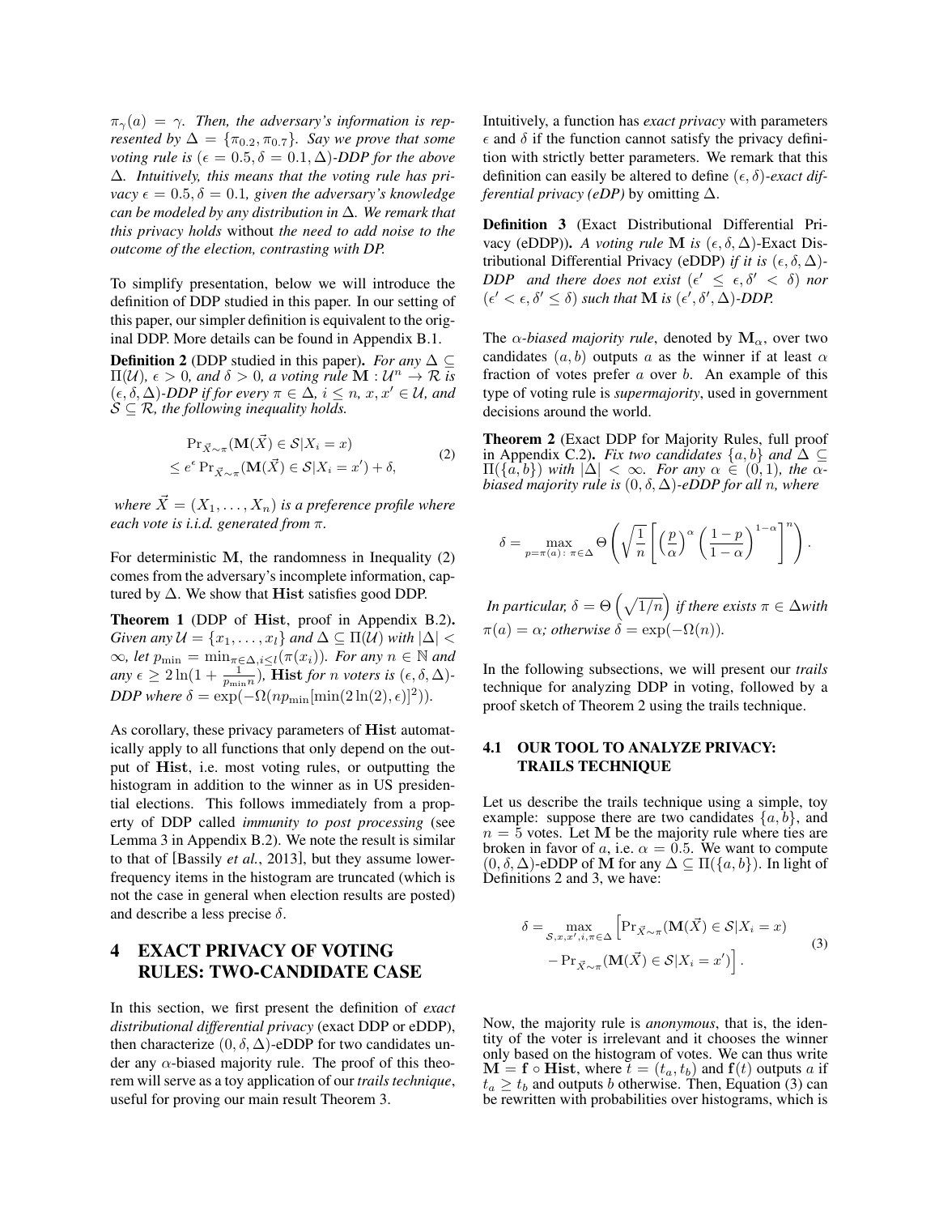$\pi_\gamma(a) = \gamma$. *Then, the adversary's information is represented by* $\Delta = \{\pi_{0.2}, \pi_{0.7}\}$. *Say we prove that some voting rule is* $(\epsilon = 0.5, \delta = 0.1, \Delta)$*-DDP for the above* $\Delta$. *Intuitively, this means that the voting rule has privacy* $\epsilon = 0.5, \delta = 0.1$*, given the adversary's knowledge can be modeled by any distribution in* $\Delta$*. We remark that this privacy holds* without *the need to add noise to the outcome of the election, contrasting with DP.*

To simplify presentation, below we will introduce the definition of DDP studied in this paper. In our setting of this paper, our simpler definition is equivalent to the original DDP. More details can be found in Appendix B.1.

**Definition 2** (DDP studied in this paper)**.** *For any* $\Delta \subseteq \Pi(\mathcal{U})$*,* $\epsilon > 0$*, and* $\delta > 0$*, a voting rule* $\mathbf{M} : \mathcal{U}^n \to \mathcal{R}$ *is* $(\epsilon, \delta, \Delta)$*-DDP if for every* $\pi \in \Delta$*,* $i \leq n$*,* $x, x' \in \mathcal{U}$*, and* $\mathcal{S} \subseteq \mathcal{R}$*, the following inequality holds.*

$$\begin{aligned} &\Pr_{\vec{X}\sim\pi}(\mathbf{M}(\vec{X}) \in \mathcal{S} | X_i = x) \\ &\leq e^{\epsilon} \Pr_{\vec{X}\sim\pi}(\mathbf{M}(\vec{X}) \in \mathcal{S} | X_i = x') + \delta, \end{aligned} \tag{2}$$

*where* $\vec{X} = (X_1, \ldots, X_n)$ *is a preference profile where each vote is i.i.d. generated from* $\pi$*.*

For deterministic $\mathbf{M}$, the randomness in Inequality (2) comes from the adversary's incomplete information, captured by $\Delta$. We show that $\mathbf{Hist}$ satisfies good DDP.

**Theorem 1** (DDP of $\mathbf{Hist}$, proof in Appendix B.2)**.** *Given any* $\mathcal{U} = \{x_1, \ldots, x_l\}$ *and* $\Delta \subseteq \Pi(\mathcal{U})$ *with* $|\Delta| < \infty$*, let* $p_{\min} = \min_{\pi\in\Delta, i\leq l}(\pi(x_i))$*. For any* $n \in \mathbb{N}$ *and any* $\epsilon \geq 2\ln(1 + \frac{1}{p_{\min} n})$*,* $\mathbf{Hist}$ *for* $n$ *voters is* $(\epsilon, \delta, \Delta)$*-DDP where* $\delta = \exp(-\Omega(np_{\min}[\min(2\ln(2), \epsilon)]^2))$*.*

As corollary, these privacy parameters of $\mathbf{Hist}$ automatically apply to all functions that only depend on the output of $\mathbf{Hist}$, i.e. most voting rules, or outputting the histogram in addition to the winner as in US presidential elections. This follows immediately from a property of DDP called *immunity to post processing* (see Lemma 3 in Appendix B.2). We note the result is similar to that of [Bassily *et al.*, 2013], but they assume lower-frequency items in the histogram are truncated (which is not the case in general when election results are posted) and describe a less precise $\delta$.

# 4 EXACT PRIVACY OF VOTING RULES: TWO-CANDIDATE CASE

In this section, we first present the definition of *exact distributional differential privacy* (exact DDP or eDDP), then characterize $(0, \delta, \Delta)$-eDDP for two candidates under any $\alpha$-biased majority rule. The proof of this theorem will serve as a toy application of our *trails technique*, useful for proving our main result Theorem 3.

Intuitively, a function has *exact privacy* with parameters $\epsilon$ and $\delta$ if the function cannot satisfy the privacy definition with strictly better parameters. We remark that this definition can easily be altered to define $(\epsilon, \delta)$*-exact differential privacy (eDP)* by omitting $\Delta$.

**Definition 3** (Exact Distributional Differential Privacy (eDDP))**.** *A voting rule* $\mathbf{M}$ *is* $(\epsilon, \delta, \Delta)$*-Exact Distributional Differential Privacy (eDDP) if it is* $(\epsilon, \delta, \Delta)$*-DDP and there does not exist* $(\epsilon' \leq \epsilon, \delta' < \delta)$ *nor* $(\epsilon' < \epsilon, \delta' \leq \delta)$ *such that* $\mathbf{M}$ *is* $(\epsilon', \delta', \Delta)$*-DDP.*

The $\alpha$*-biased majority rule*, denoted by $\mathbf{M}_\alpha$, over two candidates $(a, b)$ outputs $a$ as the winner if at least $\alpha$ fraction of votes prefer $a$ over $b$. An example of this type of voting rule is *supermajority*, used in government decisions around the world.

**Theorem 2** (Exact DDP for Majority Rules, full proof in Appendix C.2)**.** *Fix two candidates* $\{a, b\}$ *and* $\Delta \subseteq \Pi(\{a, b\})$ *with* $|\Delta| < \infty$*. For any* $\alpha \in (0, 1)$*, the* $\alpha$*-biased majority rule is* $(0, \delta, \Delta)$*-eDDP for all* $n$*, where*

$$\delta = \max_{p=\pi(a):\ \pi\in\Delta} \Theta\left(\sqrt{\frac{1}{n}}\left[\left(\frac{p}{\alpha}\right)^{\alpha}\left(\frac{1-p}{1-\alpha}\right)^{1-\alpha}\right]^n\right).$$

*In particular,* $\delta = \Theta\left(\sqrt{1/n}\right)$ *if there exists* $\pi \in \Delta$*with* $\pi(a) = \alpha$*; otherwise* $\delta = \exp(-\Omega(n))$*.*

In the following subsections, we will present our *trails* technique for analyzing DDP in voting, followed by a proof sketch of Theorem 2 using the trails technique.

## 4.1 OUR TOOL TO ANALYZE PRIVACY: TRAILS TECHNIQUE

Let us describe the trails technique using a simple, toy example: suppose there are two candidates $\{a, b\}$, and $n = 5$ votes. Let $\mathbf{M}$ be the majority rule where ties are broken in favor of $a$, i.e. $\alpha = 0.5$. We want to compute $(0, \delta, \Delta)$-eDDP of $\mathbf{M}$ for any $\Delta \subseteq \Pi(\{a, b\})$. In light of Definitions 2 and 3, we have:

$$\begin{aligned} \delta = \max_{\mathcal{S}, x, x', i, \pi\in\Delta} &\Big[\Pr_{\vec{X}\sim\pi}(\mathbf{M}(\vec{X}) \in \mathcal{S} | X_i = x) \\ &- \Pr_{\vec{X}\sim\pi}(\mathbf{M}(\vec{X}) \in \mathcal{S} | X_i = x')\Big]. \end{aligned} \tag{3}$$

Now, the majority rule is *anonymous*, that is, the identity of the voter is irrelevant and it chooses the winner only based on the histogram of votes. We can thus write $\mathbf{M} = \mathbf{f} \circ \mathbf{Hist}$, where $\vec{t} = (t_a, t_b)$ and $\mathbf{f}(t)$ outputs $a$ if $t_a \geq t_b$ and outputs $b$ otherwise. Then, Equation (3) can be rewritten with probabilities over histograms, which is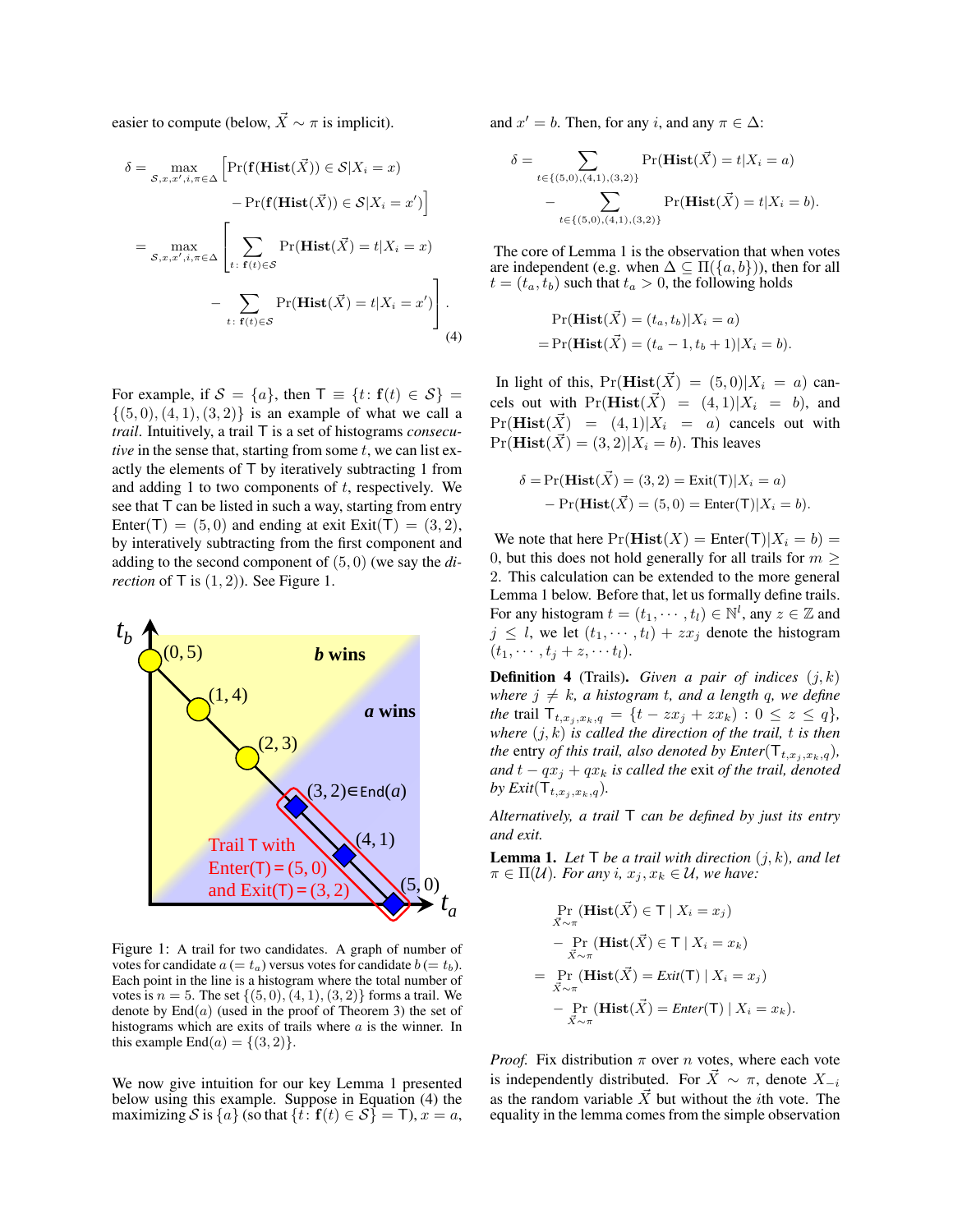easier to compute (below, $\vec{X} \sim \pi$ is implicit).

$$
\begin{aligned}
\delta = & \max_{\mathcal{S},x,x',i,\pi\in\Delta} \Big[\Pr(\mathbf{f}(\mathbf{Hist}(\vec{X})) \in \mathcal{S} | X_i = x) \\
& \qquad - \Pr(\mathbf{f}(\mathbf{Hist}(\vec{X})) \in \mathcal{S} | X_i = x')\Big] \\
= & \max_{\mathcal{S},x,x',i,\pi\in\Delta} \Bigg[ \sum_{t:\ \mathbf{f}(t)\in\mathcal{S}} \Pr(\mathbf{Hist}(\vec{X}) = t | X_i = x) \\
& \qquad - \sum_{t:\ \mathbf{f}(t)\in\mathcal{S}} \Pr(\mathbf{Hist}(\vec{X}) = t | X_i = x') \Bigg]. \qquad (4)
\end{aligned}
$$

For example, if $\mathcal{S} = \{a\}$, then $\mathsf{T} \equiv \{t\colon \mathbf{f}(t) \in \mathcal{S}\} = \{(5,0),(4,1),(3,2)\}$ is an example of what we call a *trail*. Intuitively, a trail $\mathsf{T}$ is a set of histograms *consecutive* in the sense that, starting from some $t$, we can list exactly the elements of $\mathsf{T}$ by iteratively subtracting 1 from and adding 1 to two components of $t$, respectively. We see that $\mathsf{T}$ can be listed in such a way, starting from entry $\text{Enter}(\mathsf{T}) = (5,0)$ and ending at exit $\text{Exit}(\mathsf{T}) = (3,2)$, by interatively subtracting from the first component and adding to the second component of $(5,0)$ (we say the *direction* of $\mathsf{T}$ is $(1,2)$). See Figure 1.

Figure 1: A trail for two candidates. A graph of number of votes for candidate $a$ ($= t_a$) versus votes for candidate $b$ ($= t_b$). Each point in the line is a histogram where the total number of votes is $n = 5$. The set $\{(5,0),(4,1),(3,2)\}$ forms a trail. We denote by $\text{End}(a)$ (used in the proof of Theorem 3) the set of histograms which are exits of trails where $a$ is the winner. In this example $\text{End}(a) = \{(3,2)\}$.

We now give intuition for our key Lemma 1 presented below using this example. Suppose in Equation (4) the maximizing $\mathcal{S}$ is $\{a\}$ (so that $\{t\colon \mathbf{f}(t) \in \mathcal{S}\} = \mathsf{T}$), $x = a$, and $x' = b$. Then, for any $i$, and any $\pi \in \Delta$:

$$
\begin{aligned}
\delta = & \sum_{t\in\{(5,0),(4,1),(3,2)\}} \Pr(\mathbf{Hist}(\vec{X}) = t | X_i = a) \\
& - \sum_{t\in\{(5,0),(4,1),(3,2)\}} \Pr(\mathbf{Hist}(\vec{X}) = t | X_i = b).
\end{aligned}
$$

The core of Lemma 1 is the observation that when votes are independent (e.g. when $\Delta \subseteq \Pi(\{a,b\})$), then for all $t = (t_a, t_b)$ such that $t_a > 0$, the following holds

$$
\begin{aligned}
& \Pr(\mathbf{Hist}(\vec{X}) = (t_a, t_b) | X_i = a) \\
= & \Pr(\mathbf{Hist}(\vec{X}) = (t_a - 1, t_b + 1) | X_i = b).
\end{aligned}
$$

In light of this, $\Pr(\mathbf{Hist}(\vec{X}) = (5,0) | X_i = a)$ cancels out with $\Pr(\mathbf{Hist}(\vec{X}) = (4,1) | X_i = b)$, and $\Pr(\mathbf{Hist}(\vec{X}) = (4,1) | X_i = a)$ cancels out with $\Pr(\mathbf{Hist}(\vec{X}) = (3,2) | X_i = b)$. This leaves

$$
\begin{aligned}
\delta = & \Pr(\mathbf{Hist}(\vec{X}) = (3,2) = \text{Exit}(\mathsf{T}) | X_i = a) \\
& - \Pr(\mathbf{Hist}(\vec{X}) = (5,0) = \text{Enter}(\mathsf{T}) | X_i = b).
\end{aligned}
$$

We note that here $\Pr(\mathbf{Hist}(X) = \text{Enter}(\mathsf{T}) | X_i = b) = 0$, but this does not hold generally for all trails for $m \geq 2$. This calculation can be extended to the more general Lemma 1 below. Before that, let us formally define trails. For any histogram $t = (t_1, \cdots, t_l) \in \mathbb{N}^l$, any $z \in \mathbb{Z}$ and $j \leq l$, we let $(t_1, \cdots, t_l) + zx_j$ denote the histogram $(t_1, \cdots, t_j + z, \cdots t_l)$.

**Definition 4** (Trails). *Given a pair of indices $(j,k)$ where $j \neq k$, a histogram $t$, and a length $q$, we define the* trail $\mathsf{T}_{t,x_j,x_k,q} = \{t - zx_j + zx_k) : 0 \leq z \leq q\}$, *where $(j,k)$ is called the direction of the trail, $t$ is then the* entry *of this trail, also denoted by Enter$(\mathsf{T}_{t,x_j,x_k,q})$, and $t - qx_j + qx_k$ is called the* exit *of the trail, denoted by Exit$(\mathsf{T}_{t,x_j,x_k,q})$.*

*Alternatively, a trail $\mathsf{T}$ can be defined by just its entry and exit.*

**Lemma 1.** *Let $\mathsf{T}$ be a trail with direction $(j,k)$, and let $\pi \in \Pi(\mathcal{U})$. For any $i$, $x_j, x_k \in \mathcal{U}$, we have:*

$$
\begin{aligned}
& \Pr_{\vec{X}\sim\pi}(\mathbf{Hist}(\vec{X}) \in \mathsf{T} \mid X_i = x_j) \\
& - \Pr_{\vec{X}\sim\pi}(\mathbf{Hist}(\vec{X}) \in \mathsf{T} \mid X_i = x_k) \\
= & \Pr_{\vec{X}\sim\pi}(\mathbf{Hist}(\vec{X}) = \mathit{Exit}(\mathsf{T}) \mid X_i = x_j) \\
& - \Pr_{\vec{X}\sim\pi}(\mathbf{Hist}(\vec{X}) = \mathit{Enter}(\mathsf{T}) \mid X_i = x_k).
\end{aligned}
$$

*Proof.* Fix distribution $\pi$ over $n$ votes, where each vote is independently distributed. For $\vec{X} \sim \pi$, denote $X_{-i}$ as the random variable $\vec{X}$ but without the $i$th vote. The equality in the lemma comes from the simple observation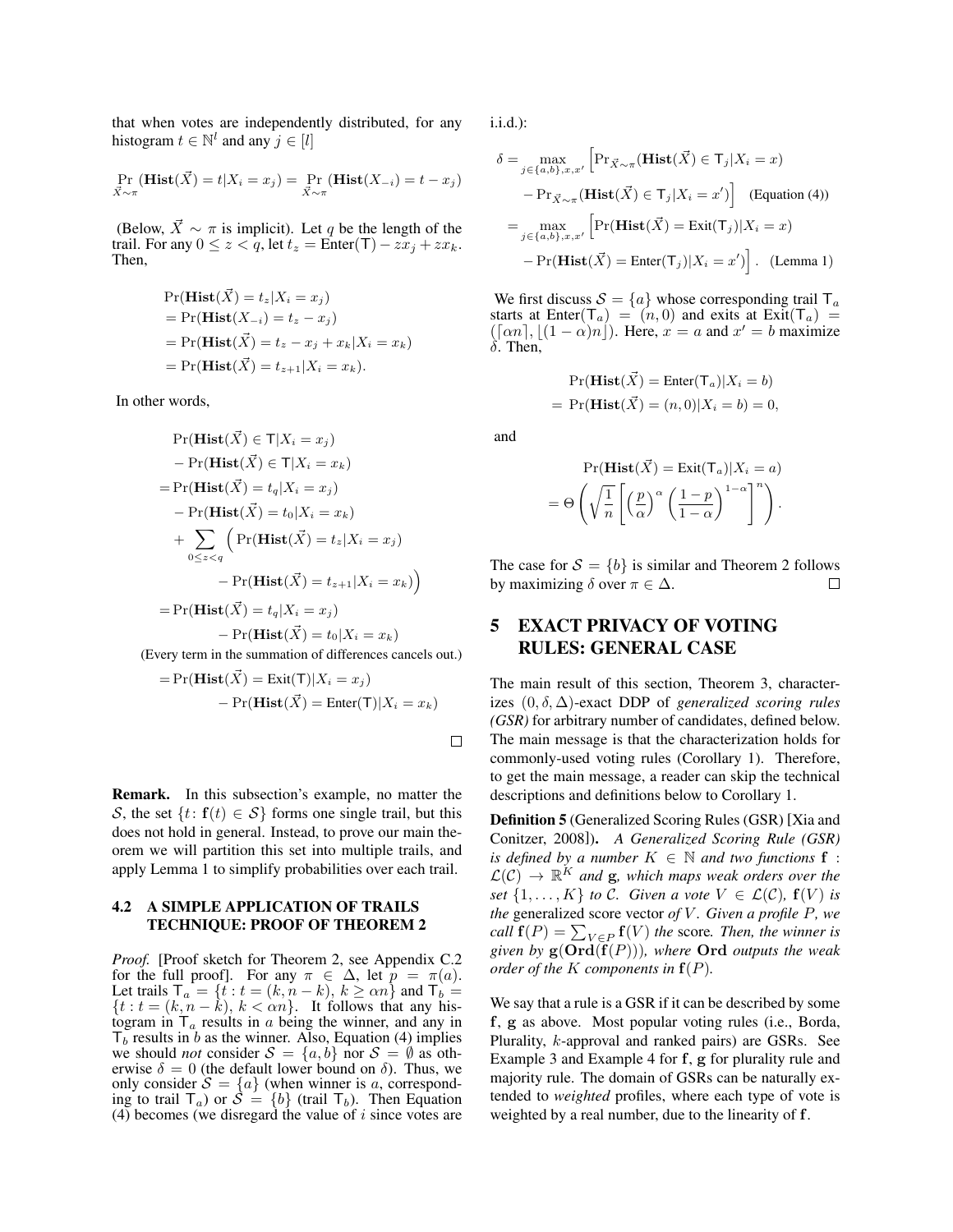that when votes are independently distributed, for any histogram $t \in \mathbb{N}^l$ and any $j \in [l]$

$$\Pr_{\vec{X}\sim\pi}(\mathbf{Hist}(\vec{X}) = t | X_i = x_j) = \Pr_{\vec{X}\sim\pi}(\mathbf{Hist}(X_{-i}) = t - x_j)$$

(Below, $\vec{X} \sim \pi$ is implicit). Let $q$ be the length of the trail. For any $0 \leq z < q$, let $t_z = \text{Enter}(\mathsf{T}) - zx_j + zx_k$. Then,

$$\begin{aligned}
&\Pr(\mathbf{Hist}(\vec{X}) = t_z | X_i = x_j) \\
&= \Pr(\mathbf{Hist}(X_{-i}) = t_z - x_j) \\
&= \Pr(\mathbf{Hist}(\vec{X}) = t_z - x_j + x_k | X_i = x_k) \\
&= \Pr(\mathbf{Hist}(\vec{X}) = t_{z+1} | X_i = x_k).
\end{aligned}$$

In other words,

$$\begin{aligned}
&\Pr(\mathbf{Hist}(\vec{X}) \in \mathsf{T} | X_i = x_j) \\
&- \Pr(\mathbf{Hist}(\vec{X}) \in \mathsf{T} | X_i = x_k) \\
=& \Pr(\mathbf{Hist}(\vec{X}) = t_q | X_i = x_j) \\
&- \Pr(\mathbf{Hist}(\vec{X}) = t_0 | X_i = x_k) \\
&+ \sum_{0 \leq z < q} \Big( \Pr(\mathbf{Hist}(\vec{X}) = t_z | X_i = x_j) \\
&\qquad - \Pr(\mathbf{Hist}(\vec{X}) = t_{z+1} | X_i = x_k) \Big) \\
=& \Pr(\mathbf{Hist}(\vec{X}) = t_q | X_i = x_j) \\
&- \Pr(\mathbf{Hist}(\vec{X}) = t_0 | X_i = x_k)
\end{aligned}$$

(Every term in the summation of differences cancels out.)

$$\begin{aligned}
=& \Pr(\mathbf{Hist}(\vec{X}) = \text{Exit}(\mathsf{T}) | X_i = x_j) \\
&- \Pr(\mathbf{Hist}(\vec{X}) = \text{Enter}(\mathsf{T}) | X_i = x_k)
\end{aligned}$$

□

**Remark.** In this subsection's example, no matter the $\mathcal{S}$, the set $\{t \colon \mathbf{f}(t) \in \mathcal{S}\}$ forms one single trail, but this does not hold in general. Instead, to prove our main theorem we will partition this set into multiple trails, and apply Lemma 1 to simplify probabilities over each trail.

### 4.2 A SIMPLE APPLICATION OF TRAILS TECHNIQUE: PROOF OF THEOREM 2

*Proof.* [Proof sketch for Theorem 2, see Appendix C.2 for the full proof]. For any $\pi \in \Delta$, let $p = \pi(a)$. Let trails $\mathsf{T}_a = \{t : t = (k, n-k),\ k \geq \alpha n\}$ and $\mathsf{T}_b = \{t : t = (k, n-k),\ k < \alpha n\}$. It follows that any histogram in $\mathsf{T}_a$ results in $a$ being the winner, and any in $\mathsf{T}_b$ results in $b$ as the winner. Also, Equation (4) implies we should *not* consider $\mathcal{S} = \{a, b\}$ nor $\mathcal{S} = \emptyset$ as otherwise $\delta = 0$ (the default lower bound on $\delta$). Thus, we only consider $\mathcal{S} = \{a\}$ (when winner is $a$, corresponding to trail $\mathsf{T}_a$) or $\mathcal{S} = \{b\}$ (trail $\mathsf{T}_b$). Then Equation (4) becomes (we disregard the value of $i$ since votes are i.i.d.):

$$\begin{aligned}
\delta =& \max_{j \in \{a,b\}, x, x'} \Big[ \Pr_{\vec{X}\sim\pi}(\mathbf{Hist}(\vec{X}) \in \mathsf{T}_j | X_i = x) \\
&- \Pr_{\vec{X}\sim\pi}(\mathbf{Hist}(\vec{X}) \in \mathsf{T}_j | X_i = x') \Big] \quad \text{(Equation (4))} \\
=& \max_{j \in \{a,b\}, x, x'} \Big[ \Pr(\mathbf{Hist}(\vec{X}) = \text{Exit}(\mathsf{T}_j) | X_i = x) \\
&- \Pr(\mathbf{Hist}(\vec{X}) = \text{Enter}(\mathsf{T}_j) | X_i = x') \Big]. \quad \text{(Lemma 1)}
\end{aligned}$$

We first discuss $\mathcal{S} = \{a\}$ whose corresponding trail $\mathsf{T}_a$ starts at $\text{Enter}(\mathsf{T}_a) = (n, 0)$ and exits at $\text{Exit}(\mathsf{T}_a) = (\lceil \alpha n \rceil, \lfloor (1-\alpha) n \rfloor)$. Here, $x = a$ and $x' = b$ maximize $\delta$. Then,

$$\begin{aligned}
&\Pr(\mathbf{Hist}(\vec{X}) = \text{Enter}(\mathsf{T}_a) | X_i = b) \\
=& \Pr(\mathbf{Hist}(\vec{X}) = (n, 0) | X_i = b) = 0,
\end{aligned}$$

and

$$\begin{aligned}
&\Pr(\mathbf{Hist}(\vec{X}) = \text{Exit}(\mathsf{T}_a) | X_i = a) \\
=& \Theta\left( \sqrt{\frac{1}{n}} \left[ \left(\frac{p}{\alpha}\right)^{\alpha} \left(\frac{1-p}{1-\alpha}\right)^{1-\alpha} \right]^n \right).
\end{aligned}$$

The case for $\mathcal{S} = \{b\}$ is similar and Theorem 2 follows by maximizing $\delta$ over $\pi \in \Delta$. □

## 5 EXACT PRIVACY OF VOTING RULES: GENERAL CASE

The main result of this section, Theorem 3, characterizes $(0, \delta, \Delta)$-exact DDP of *generalized scoring rules (GSR)* for arbitrary number of candidates, defined below. The main message is that the characterization holds for commonly-used voting rules (Corollary 1). Therefore, to get the main message, a reader can skip the technical descriptions and definitions below to Corollary 1.

**Definition 5** (Generalized Scoring Rules (GSR) [Xia and Conitzer, 2008]). *A Generalized Scoring Rule (GSR) is defined by a number $K \in \mathbb{N}$ and two functions $\mathbf{f} : \mathcal{L}(\mathcal{C}) \to \mathbb{R}^K$ and $\mathbf{g}$, which maps weak orders over the set $\{1, \ldots, K\}$ to $\mathcal{C}$. Given a vote $V \in \mathcal{L}(\mathcal{C})$, $\mathbf{f}(V)$ is the* generalized score vector *of $V$. Given a profile $P$, we call $\mathbf{f}(P) = \sum_{V \in P} \mathbf{f}(V)$ the* score*. Then, the winner is given by $\mathbf{g}(\mathbf{Ord}(\mathbf{f}(P)))$, where $\mathbf{Ord}$ outputs the weak order of the $K$ components in $\mathbf{f}(P)$.*

We say that a rule is a GSR if it can be described by some $\mathbf{f}$, $\mathbf{g}$ as above. Most popular voting rules (i.e., Borda, Plurality, $k$-approval and ranked pairs) are GSRs. See Example 3 and Example 4 for $\mathbf{f}$, $\mathbf{g}$ for plurality rule and majority rule. The domain of GSRs can be naturally extended to *weighted* profiles, where each type of vote is weighted by a real number, due to the linearity of $\mathbf{f}$.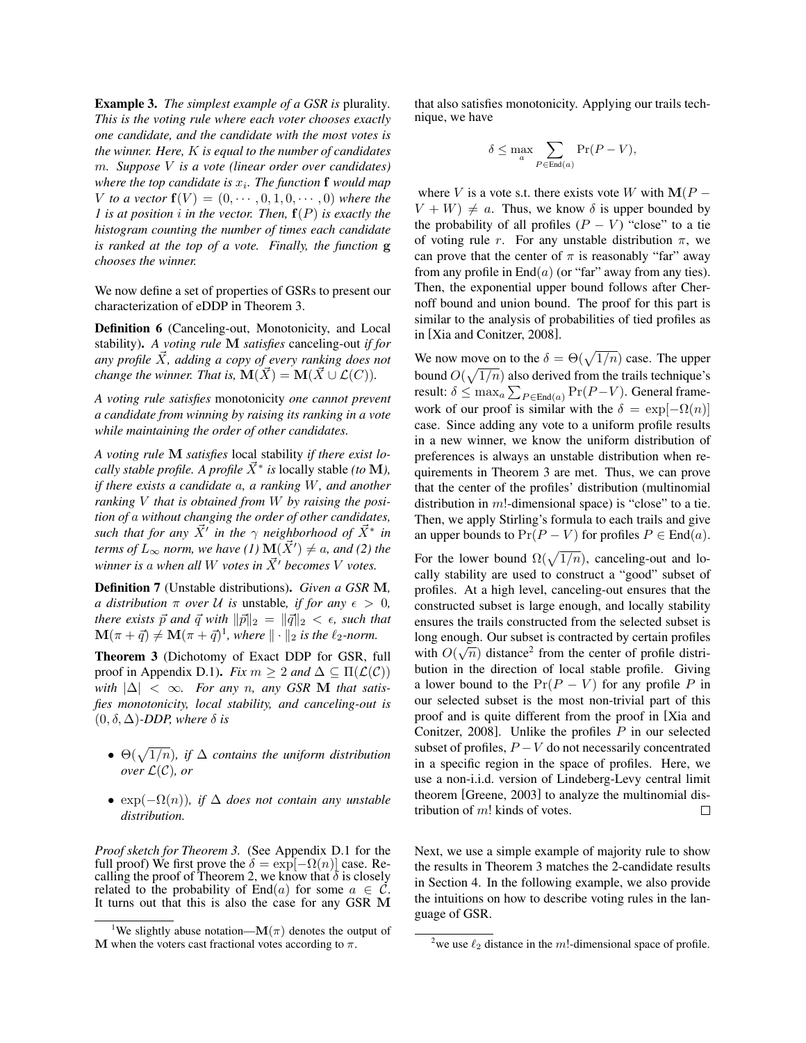**Example 3.** *The simplest example of a GSR is* plurality*. This is the voting rule where each voter chooses exactly one candidate, and the candidate with the most votes is the winner. Here, $K$ is equal to the number of candidates $m$. Suppose $V$ is a vote (linear order over candidates) where the top candidate is $x_i$. The function $\mathbf{f}$ would map $V$ to a vector $\mathbf{f}(V) = (0, \cdots, 0, 1, 0, \cdots, 0)$ where the 1 is at position $i$ in the vector. Then, $\mathbf{f}(P)$ is exactly the histogram counting the number of times each candidate is ranked at the top of a vote. Finally, the function $\mathbf{g}$ chooses the winner.*

We now define a set of properties of GSRs to present our characterization of eDDP in Theorem 3.

**Definition 6** (Canceling-out, Monotonicity, and Local stability)**.** *A voting rule $\mathbf{M}$ satisfies* canceling-out *if for any profile $\vec{X}$, adding a copy of every ranking does not change the winner. That is, $\mathbf{M}(\vec{X}) = \mathbf{M}(\vec{X} \cup \mathcal{L}(C))$.*

*A voting rule satisfies* monotonicity *one cannot prevent a candidate from winning by raising its ranking in a vote while maintaining the order of other candidates.*

*A voting rule $\mathbf{M}$ satisfies* local stability *if there exist locally stable profile. A profile $\vec{X}^*$ is* locally stable *(to $\mathbf{M}$), if there exists a candidate $a$, a ranking $W$, and another ranking $V$ that is obtained from $W$ by raising the position of $a$ without changing the order of other candidates, such that for any $\vec{X}'$ in the $\gamma$ neighborhood of $\vec{X}^*$ in terms of $L_\infty$ norm, we have (1) $\mathbf{M}(\vec{X}') \neq a$, and (2) the winner is $a$ when all $W$ votes in $\vec{X}'$ becomes $V$ votes.*

**Definition 7** (Unstable distributions)**.** *Given a GSR $\mathbf{M}$, a distribution $\pi$ over $\mathcal{U}$ is* unstable*, if for any $\epsilon > 0$, there exists $\vec{p}$ and $\vec{q}$ with $\|\vec{p}\|_2 = \|\vec{q}\|_2 < \epsilon$, such that $\mathbf{M}(\pi + \vec{q}) \neq \mathbf{M}(\pi + \vec{q})$[1], where $\|\cdot\|_2$ is the $\ell_2$-norm.*

**Theorem 3** (Dichotomy of Exact DDP for GSR, full proof in Appendix D.1)**.** *Fix $m \geq 2$ and $\Delta \subseteq \Pi(\mathcal{L}(\mathcal{C}))$ with $|\Delta| < \infty$. For any $n$, any GSR $\mathbf{M}$ that satisfies monotonicity, local stability, and canceling-out is $(0, \delta, \Delta)$-DDP, where $\delta$ is*

- *$\Theta(\sqrt{1/n})$, if $\Delta$ contains the uniform distribution over $\mathcal{L}(\mathcal{C})$, or*
- *$\exp(-\Omega(n))$, if $\Delta$ does not contain any unstable distribution.*

*Proof sketch for Theorem 3.* (See Appendix D.1 for the full proof) We first prove the $\delta = \exp[-\Omega(n)]$ case. Recalling the proof of Theorem 2, we know that $\delta$ is closely related to the probability of $\text{End}(a)$ for some $a \in \mathcal{C}$. It turns out that this is also the case for any GSR $\mathbf{M}$ that also satisfies monotonicity. Applying our trails technique, we have

$$\delta \leq \max_a \sum_{P \in \text{End}(a)} \Pr(P - V),$$

where $V$ is a vote s.t. there exists vote $W$ with $\mathbf{M}(P - V + W) \neq a$. Thus, we know $\delta$ is upper bounded by the probability of all profiles $(P - V)$ "close" to a tie of voting rule $r$. For any unstable distribution $\pi$, we can prove that the center of $\pi$ is reasonably "far" away from any profile in $\text{End}(a)$ (or "far" away from any ties). Then, the exponential upper bound follows after Chernoff bound and union bound. The proof for this part is similar to the analysis of probabilities of tied profiles as in [Xia and Conitzer, 2008].

We now move on to the $\delta = \Theta(\sqrt{1/n})$ case. The upper bound $O(\sqrt{1/n})$ also derived from the trails technique's result: $\delta \leq \max_a \sum_{P \in \text{End}(a)} \Pr(P - V)$. General framework of our proof is similar with the $\delta = \exp[-\Omega(n)]$ case. Since adding any vote to a uniform profile results in a new winner, we know the uniform distribution of preferences is always an unstable distribution when requirements in Theorem 3 are met. Thus, we can prove that the center of the profiles' distribution (multinomial distribution in $m!$-dimensional space) is "close" to a tie. Then, we apply Stirling's formula to each trails and give an upper bounds to $\Pr(P - V)$ for profiles $P \in \text{End}(a)$.

For the lower bound $\Omega(\sqrt{1/n})$, canceling-out and locally stability are used to construct a "good" subset of profiles. At a high level, canceling-out ensures that the constructed subset is large enough, and locally stability ensures the trails constructed from the selected subset is long enough. Our subset is contracted by certain profiles with $O(\sqrt{n})$ distance[2] from the center of profile distribution in the direction of local stable profile. Giving a lower bound to the $\Pr(P - V)$ for any profile $P$ in our selected subset is the most non-trivial part of this proof and is quite different from the proof in [Xia and Conitzer, 2008]. Unlike the profiles $P$ in our selected subset of profiles, $P - V$ do not necessarily concentrated in a specific region in the space of profiles. Here, we use a non-i.i.d. version of Lindeberg-Levy central limit theorem [Greene, 2003] to analyze the multinomial distribution of $m!$ kinds of votes. $\square$

Next, we use a simple example of majority rule to show the results in Theorem 3 matches the 2-candidate results in Section 4. In the following example, we also provide the intuitions on how to describe voting rules in the language of GSR.

[1] We slightly abuse notation—$\mathbf{M}(\pi)$ denotes the output of $\mathbf{M}$ when the voters cast fractional votes according to $\pi$.

[2] we use $\ell_2$ distance in the $m!$-dimensional space of profile.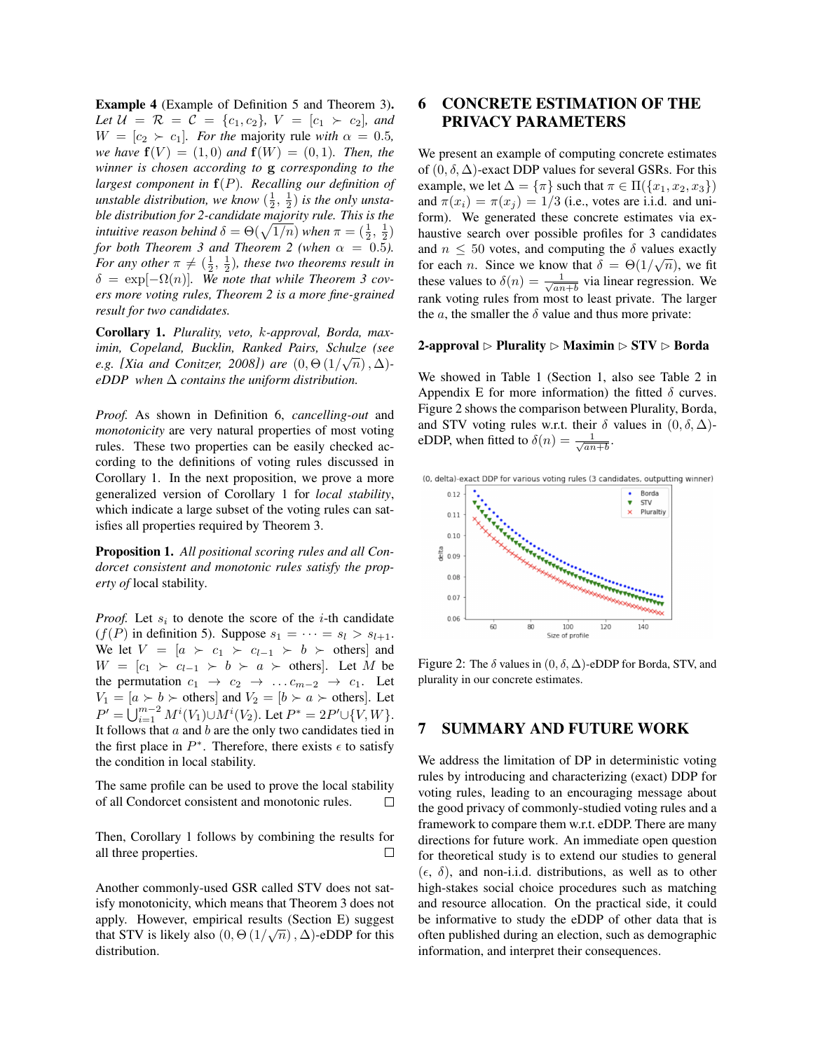**Example 4** (Example of Definition 5 and Theorem 3)**.** *Let $\mathcal{U} = \mathcal{R} = \mathcal{C} = \{c_1, c_2\}$, $V = [c_1 \succ c_2]$, and $W = [c_2 \succ c_1]$. For the* majority rule *with $\alpha = 0.5$, we have $\mathbf{f}(V) = (1, 0)$ and $\mathbf{f}(W) = (0, 1)$. Then, the winner is chosen according to $\mathbf{g}$ corresponding to the largest component in $\mathbf{f}(P)$. Recalling our definition of unstable distribution, we know $(\frac{1}{2}, \frac{1}{2})$ is the only unstable distribution for 2-candidate majority rule. This is the intuitive reason behind $\delta = \Theta(\sqrt{1/n})$ when $\pi = (\frac{1}{2}, \frac{1}{2})$ for both Theorem 3 and Theorem 2 (when $\alpha = 0.5$). For any other $\pi \neq (\frac{1}{2}, \frac{1}{2})$, these two theorems result in $\delta = \exp[-\Omega(n)]$. We note that while Theorem 3 covers more voting rules, Theorem 2 is a more fine-grained result for two candidates.*

**Corollary 1.** *Plurality, veto, $k$-approval, Borda, maximin, Copeland, Bucklin, Ranked Pairs, Schulze (see e.g. [Xia and Conitzer, 2008]) are $(0, \Theta(1/\sqrt{n}), \Delta)$-eDDP when $\Delta$ contains the uniform distribution.*

*Proof.* As shown in Definition 6, *cancelling-out* and *monotonicity* are very natural properties of most voting rules. These two properties can be easily checked according to the definitions of voting rules discussed in Corollary 1. In the next proposition, we prove a more generalized version of Corollary 1 for *local stability*, which indicate a large subset of the voting rules can satisfies all properties required by Theorem 3.

**Proposition 1.** *All positional scoring rules and all Condorcet consistent and monotonic rules satisfy the property of* local stability.

*Proof.* Let $s_i$ to denote the score of the $i$-th candidate ($f(P)$ in definition 5). Suppose $s_1 = \cdots = s_l > s_{l+1}$. We let $V = [a \succ c_1 \succ c_{l-1} \succ b \succ \text{others}]$ and $W = [c_1 \succ c_{l-1} \succ b \succ a \succ \text{others}]$. Let $M$ be the permutation $c_1 \to c_2 \to \ldots c_{m-2} \to c_1$. Let $V_1 = [a \succ b \succ \text{others}]$ and $V_2 = [b \succ a \succ \text{others}]$. Let $P' = \bigcup_{i=1}^{m-2} M^i(V_1) \cup M^i(V_2)$. Let $P^* = 2P' \cup \{V, W\}$. It follows that $a$ and $b$ are the only two candidates tied in the first place in $P^*$. Therefore, there exists $\epsilon$ to satisfy the condition in local stability.

The same profile can be used to prove the local stability of all Condorcet consistent and monotonic rules. □

Then, Corollary 1 follows by combining the results for all three properties. □

Another commonly-used GSR called STV does not satisfy monotonicity, which means that Theorem 3 does not apply. However, empirical results (Section E) suggest that STV is likely also $(0, \Theta(1/\sqrt{n}), \Delta)$-eDDP for this distribution.

# 6 CONCRETE ESTIMATION OF THE PRIVACY PARAMETERS

We present an example of computing concrete estimates of $(0, \delta, \Delta)$-exact DDP values for several GSRs. For this example, we let $\Delta = \{\pi\}$ such that $\pi \in \Pi(\{x_1, x_2, x_3\})$ and $\pi(x_i) = \pi(x_j) = 1/3$ (i.e., votes are i.i.d. and uniform). We generated these concrete estimates via exhaustive search over possible profiles for 3 candidates and $n \leq 50$ votes, and computing the $\delta$ values exactly for each $n$. Since we know that $\delta = \Theta(1/\sqrt{n})$, we fit these values to $\delta(n) = \frac{1}{\sqrt{an+b}}$ via linear regression. We rank voting rules from most to least private. The larger the $a$, the smaller the $\delta$ value and thus more private:

**2-approval $\triangleright$ Plurality $\triangleright$ Maximin $\triangleright$ STV $\triangleright$ Borda**

We showed in Table 1 (Section 1, also see Table 2 in Appendix E for more information) the fitted $\delta$ curves. Figure 2 shows the comparison between Plurality, Borda, and STV voting rules w.r.t. their $\delta$ values in $(0, \delta, \Delta)$-eDDP, when fitted to $\delta(n) = \frac{1}{\sqrt{an+b}}$.

Figure 2: The $\delta$ values in $(0, \delta, \Delta)$-eDDP for Borda, STV, and plurality in our concrete estimates.

# 7 SUMMARY AND FUTURE WORK

We address the limitation of DP in deterministic voting rules by introducing and characterizing (exact) DDP for voting rules, leading to an encouraging message about the good privacy of commonly-studied voting rules and a framework to compare them w.r.t. eDDP. There are many directions for future work. An immediate open question for theoretical study is to extend our studies to general ($\epsilon$, $\delta$), and non-i.i.d. distributions, as well as to other high-stakes social choice procedures such as matching and resource allocation. On the practical side, it could be informative to study the eDDP of other data that is often published during an election, such as demographic information, and interpret their consequences.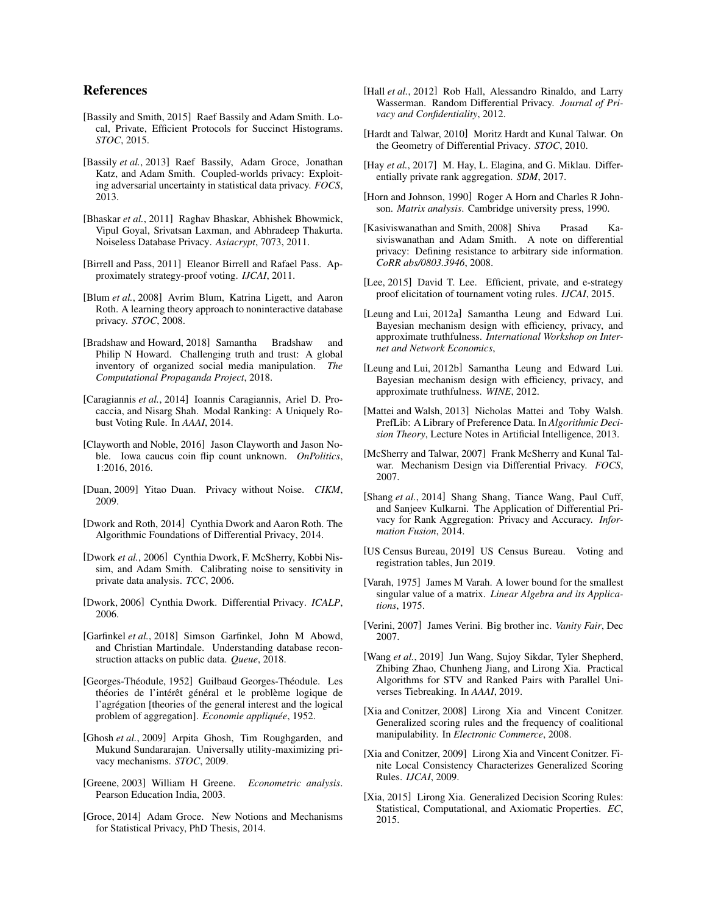## References

[Bassily and Smith, 2015] Raef Bassily and Adam Smith. Local, Private, Efficient Protocols for Succinct Histograms. *STOC*, 2015.

[Bassily *et al.*, 2013] Raef Bassily, Adam Groce, Jonathan Katz, and Adam Smith. Coupled-worlds privacy: Exploiting adversarial uncertainty in statistical data privacy. *FOCS*, 2013.

[Bhaskar *et al.*, 2011] Raghav Bhaskar, Abhishek Bhowmick, Vipul Goyal, Srivatsan Laxman, and Abhradeep Thakurta. Noiseless Database Privacy. *Asiacrypt*, 7073, 2011.

[Birrell and Pass, 2011] Eleanor Birrell and Rafael Pass. Approximately strategy-proof voting. *IJCAI*, 2011.

[Blum *et al.*, 2008] Avrim Blum, Katrina Ligett, and Aaron Roth. A learning theory approach to noninteractive database privacy. *STOC*, 2008.

[Bradshaw and Howard, 2018] Samantha Bradshaw and Philip N Howard. Challenging truth and trust: A global inventory of organized social media manipulation. *The Computational Propaganda Project*, 2018.

[Caragiannis *et al.*, 2014] Ioannis Caragiannis, Ariel D. Procaccia, and Nisarg Shah. Modal Ranking: A Uniquely Robust Voting Rule. In *AAAI*, 2014.

[Clayworth and Noble, 2016] Jason Clayworth and Jason Noble. Iowa caucus coin flip count unknown. *OnPolitics*, 1:2016, 2016.

[Duan, 2009] Yitao Duan. Privacy without Noise. *CIKM*, 2009.

[Dwork and Roth, 2014] Cynthia Dwork and Aaron Roth. The Algorithmic Foundations of Differential Privacy, 2014.

[Dwork *et al.*, 2006] Cynthia Dwork, F. McSherry, Kobbi Nissim, and Adam Smith. Calibrating noise to sensitivity in private data analysis. *TCC*, 2006.

[Dwork, 2006] Cynthia Dwork. Differential Privacy. *ICALP*, 2006.

[Garfinkel *et al.*, 2018] Simson Garfinkel, John M Abowd, and Christian Martindale. Understanding database reconstruction attacks on public data. *Queue*, 2018.

[Georges-Théodule, 1952] Guilbaud Georges-Théodule. Les théories de l'intérêt général et le problème logique de l'agrégation [theories of the general interest and the logical problem of aggregation]. *Economie appliquée*, 1952.

[Ghosh *et al.*, 2009] Arpita Ghosh, Tim Roughgarden, and Mukund Sundararajan. Universally utility-maximizing privacy mechanisms. *STOC*, 2009.

[Greene, 2003] William H Greene. *Econometric analysis*. Pearson Education India, 2003.

[Groce, 2014] Adam Groce. New Notions and Mechanisms for Statistical Privacy, PhD Thesis, 2014.

[Hall *et al.*, 2012] Rob Hall, Alessandro Rinaldo, and Larry Wasserman. Random Differential Privacy. *Journal of Privacy and Confidentiality*, 2012.

[Hardt and Talwar, 2010] Moritz Hardt and Kunal Talwar. On the Geometry of Differential Privacy. *STOC*, 2010.

[Hay *et al.*, 2017] M. Hay, L. Elagina, and G. Miklau. Differentially private rank aggregation. *SDM*, 2017.

[Horn and Johnson, 1990] Roger A Horn and Charles R Johnson. *Matrix analysis*. Cambridge university press, 1990.

[Kasiviswanathan and Smith, 2008] Shiva Prasad Kasiviswanathan and Adam Smith. A note on differential privacy: Defining resistance to arbitrary side information. *CoRR abs/0803.3946*, 2008.

[Lee, 2015] David T. Lee. Efficient, private, and e-strategy proof elicitation of tournament voting rules. *IJCAI*, 2015.

[Leung and Lui, 2012a] Samantha Leung and Edward Lui. Bayesian mechanism design with efficiency, privacy, and approximate truthfulness. *International Workshop on Internet and Network Economics*,

[Leung and Lui, 2012b] Samantha Leung and Edward Lui. Bayesian mechanism design with efficiency, privacy, and approximate truthfulness. *WINE*, 2012.

[Mattei and Walsh, 2013] Nicholas Mattei and Toby Walsh. PrefLib: A Library of Preference Data. In *Algorithmic Decision Theory*, Lecture Notes in Artificial Intelligence, 2013.

[McSherry and Talwar, 2007] Frank McSherry and Kunal Talwar. Mechanism Design via Differential Privacy. *FOCS*, 2007.

[Shang *et al.*, 2014] Shang Shang, Tiance Wang, Paul Cuff, and Sanjeev Kulkarni. The Application of Differential Privacy for Rank Aggregation: Privacy and Accuracy. *Information Fusion*, 2014.

[US Census Bureau, 2019] US Census Bureau. Voting and registration tables, Jun 2019.

[Varah, 1975] James M Varah. A lower bound for the smallest singular value of a matrix. *Linear Algebra and its Applications*, 1975.

[Verini, 2007] James Verini. Big brother inc. *Vanity Fair*, Dec 2007.

[Wang *et al.*, 2019] Jun Wang, Sujoy Sikdar, Tyler Shepherd, Zhibing Zhao, Chunheng Jiang, and Lirong Xia. Practical Algorithms for STV and Ranked Pairs with Parallel Universes Tiebreaking. In *AAAI*, 2019.

[Xia and Conitzer, 2008] Lirong Xia and Vincent Conitzer. Generalized scoring rules and the frequency of coalitional manipulability. In *Electronic Commerce*, 2008.

[Xia and Conitzer, 2009] Lirong Xia and Vincent Conitzer. Finite Local Consistency Characterizes Generalized Scoring Rules. *IJCAI*, 2009.

[Xia, 2015] Lirong Xia. Generalized Decision Scoring Rules: Statistical, Computational, and Axiomatic Properties. *EC*, 2015.